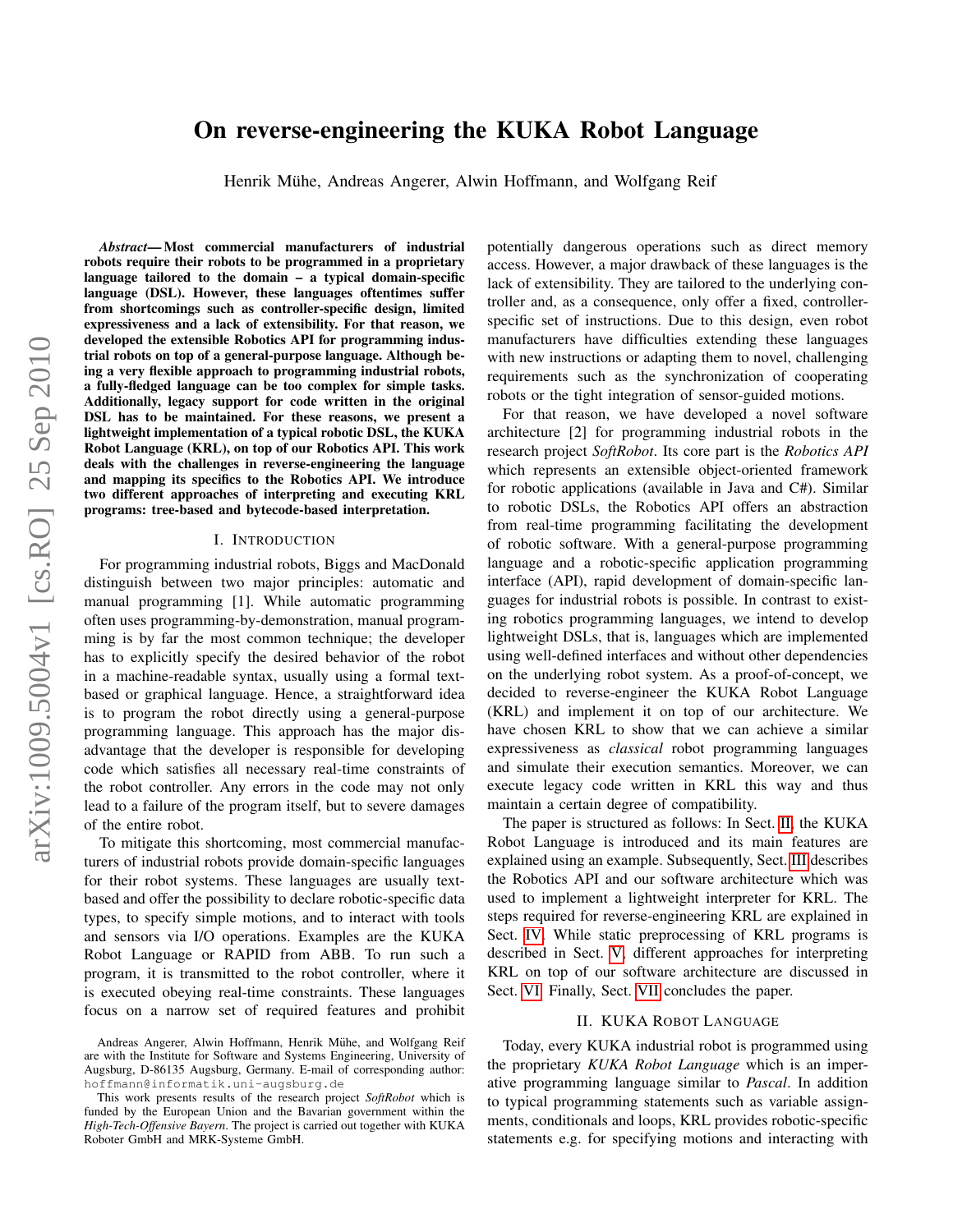# On reverse-engineering the KUKA Robot Language

Henrik Mühe, Andreas Angerer, Alwin Hoffmann, and Wolfgang Reif

***Abstract*— Most commercial manufacturers of industrial robots require their robots to be programmed in a proprietary language tailored to the domain – a typical domain-specific language (DSL). However, these languages oftentimes suffer from shortcomings such as controller-specific design, limited expressiveness and a lack of extensibility. For that reason, we developed the extensible Robotics API for programming industrial robots on top of a general-purpose language. Although being a very flexible approach to programming industrial robots, a fully-fledged language can be too complex for simple tasks. Additionally, legacy support for code written in the original DSL has to be maintained. For these reasons, we present a lightweight implementation of a typical robotic DSL, the KUKA Robot Language (KRL), on top of our Robotics API. This work deals with the challenges in reverse-engineering the language and mapping its specifics to the Robotics API. We introduce two different approaches of interpreting and executing KRL programs: tree-based and bytecode-based interpretation.**

## I. Introduction

For programming industrial robots, Biggs and MacDonald distinguish between two major principles: automatic and manual programming [1]. While automatic programming often uses programming-by-demonstration, manual programming is by far the most common technique; the developer has to explicitly specify the desired behavior of the robot in a machine-readable syntax, usually using a formal text-based or graphical language. Hence, a straightforward idea is to program the robot directly using a general-purpose programming language. This approach has the major disadvantage that the developer is responsible for developing code which satisfies all necessary real-time constraints of the robot controller. Any errors in the code may not only lead to a failure of the program itself, but to severe damages of the entire robot.

To mitigate this shortcoming, most commercial manufacturers of industrial robots provide domain-specific languages for their robot systems. These languages are usually text-based and offer the possibility to declare robotic-specific data types, to specify simple motions, and to interact with tools and sensors via I/O operations. Examples are the KUKA Robot Language or RAPID from ABB. To run such a program, it is transmitted to the robot controller, where it is executed obeying real-time constraints. These languages focus on a narrow set of required features and prohibit potentially dangerous operations such as direct memory access. However, a major drawback of these languages is the lack of extensibility. They are tailored to the underlying controller and, as a consequence, only offer a fixed, controller-specific set of instructions. Due to this design, even robot manufacturers have difficulties extending these languages with new instructions or adapting them to novel, challenging requirements such as the synchronization of cooperating robots or the tight integration of sensor-guided motions.

For that reason, we have developed a novel software architecture [2] for programming industrial robots in the research project *SoftRobot*. Its core part is the *Robotics API* which represents an extensible object-oriented framework for robotic applications (available in Java and C#). Similar to robotic DSLs, the Robotics API offers an abstraction from real-time programming facilitating the development of robotic software. With a general-purpose programming language and a robotic-specific application programming interface (API), rapid development of domain-specific languages for industrial robots is possible. In contrast to existing robotics programming languages, we intend to develop lightweight DSLs, that is, languages which are implemented using well-defined interfaces and without other dependencies on the underlying robot system. As a proof-of-concept, we decided to reverse-engineer the KUKA Robot Language (KRL) and implement it on top of our architecture. We have chosen KRL to show that we can achieve a similar expressiveness as *classical* robot programming languages and simulate their execution semantics. Moreover, we can execute legacy code written in KRL this way and thus maintain a certain degree of compatibility.

The paper is structured as follows: In Sect. II, the KUKA Robot Language is introduced and its main features are explained using an example. Subsequently, Sect. III describes the Robotics API and our software architecture which was used to implement a lightweight interpreter for KRL. The steps required for reverse-engineering KRL are explained in Sect. IV. While static preprocessing of KRL programs is described in Sect. V, different approaches for interpreting KRL on top of our software architecture are discussed in Sect. VI. Finally, Sect. VII concludes the paper.

## II. KUKA Robot Language

Today, every KUKA industrial robot is programmed using the proprietary *KUKA Robot Language* which is an imperative programming language similar to *Pascal*. In addition to typical programming statements such as variable assignments, conditionals and loops, KRL provides robotic-specific statements e.g. for specifying motions and interacting with

---

Andreas Angerer, Alwin Hoffmann, Henrik Mühe, and Wolfgang Reif are with the Institute for Software and Systems Engineering, University of Augsburg, D-86135 Augsburg, Germany. E-mail of corresponding author: hoffmann@informatik.uni-augsburg.de

This work presents results of the research project *SoftRobot* which is funded by the European Union and the Bavarian government within the *High-Tech-Offensive Bayern*. The project is carried out together with KUKA Roboter GmbH and MRK-Systeme GmbH.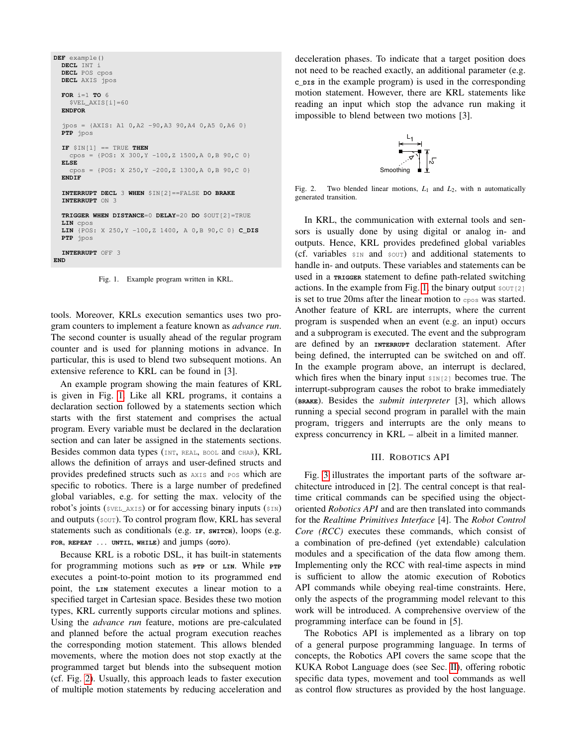```
DEF example()
  DECL INT i
  DECL POS cpos
  DECL AXIS jpos

  FOR i=1 TO 6
    $VEL_AXIS[i]=60
  ENDFOR

  jpos = {AXIS: A1 0,A2 -90,A3 90,A4 0,A5 0,A6 0}
  PTP jpos

  IF $IN[1] == TRUE THEN
    cpos = {POS: X 300,Y -100,Z 1500,A 0,B 90,C 0}
  ELSE
    cpos = {POS: X 250,Y -200,Z 1300,A 0,B 90,C 0}
  ENDIF

  INTERRUPT DECL 3 WHEN $IN[2]==FALSE DO BRAKE
  INTERRUPT ON 3

  TRIGGER WHEN DISTANCE=0 DELAY=20 DO $OUT[2]=TRUE
  LIN cpos
  LIN {POS: X 250,Y -100,Z 1400, A 0,B 90,C 0} C_DIS
  PTP jpos

  INTERRUPT OFF 3
END
```

Fig. 1. Example program written in KRL.

tools. Moreover, KRLs execution semantics uses two program counters to implement a feature known as *advance run*. The second counter is usually ahead of the regular program counter and is used for planning motions in advance. In particular, this is used to blend two subsequent motions. An extensive reference to KRL can be found in [3].

An example program showing the main features of KRL is given in Fig. 1. Like all KRL programs, it contains a declaration section followed by a statements section which starts with the first statement and comprises the actual program. Every variable must be declared in the declaration section and can later be assigned in the statements sections. Besides common data types (`INT`, `REAL`, `BOOL` and `CHAR`), KRL allows the definition of arrays and user-defined structs and provides predefined structs such as `AXIS` and `POS` which are specific to robotics. There is a large number of predefined global variables, e.g. for setting the max. velocity of the robot's joints (`$VEL_AXIS`) or for accessing binary inputs (`$IN`) and outputs (`$OUT`). To control program flow, KRL has several statements such as conditionals (e.g. **IF**, **SWITCH**), loops (e.g. **FOR**, **REPEAT** ... **UNTIL**, **WHILE**) and jumps (**GOTO**).

Because KRL is a robotic DSL, it has built-in statements for programming motions such as **PTP** or **LIN**. While **PTP** executes a point-to-point motion to its programmed end point, the **LIN** statement executes a linear motion to a specified target in Cartesian space. Besides these two motion types, KRL currently supports circular motions and splines. Using the *advance run* feature, motions are pre-calculated and planned before the actual program execution reaches the corresponding motion statement. This allows blended movements, where the motion does not stop exactly at the programmed target but blends into the subsequent motion (cf. Fig. 2). Usually, this approach leads to faster execution of multiple motion statements by reducing acceleration and deceleration phases. To indicate that a target position does not need to be reached exactly, an additional parameter (e.g. **C_DIS** in the example program) is used in the corresponding motion statement. However, there are KRL statements like reading an input which stop the advance run making it impossible to blend between two motions [3].

Fig. 2. Two blended linear motions, $L_1$ and $L_2$, with n automatically generated transition.

In KRL, the communication with external tools and sensors is usually done by using digital or analog in- and outputs. Hence, KRL provides predefined global variables (cf. variables `$IN` and `$OUT`) and additional statements to handle in- and outputs. These variables and statements can be used in a **TRIGGER** statement to define path-related switching actions. In the example from Fig. 1, the binary output `$OUT[2]` is set to true 20ms after the linear motion to `cpos` was started. Another feature of KRL are interrupts, where the current program is suspended when an event (e.g. an input) occurs and a subprogram is executed. The event and the subprogram are defined by an **INTERRUPT** declaration statement. After being defined, the interrupted can be switched on and off. In the example program above, an interrupt is declared, which fires when the binary input `$IN[2]` becomes true. The interrupt-subprogram causes the robot to brake immediately (**BRAKE**). Besides the *submit interpreter* [3], which allows running a special second program in parallel with the main program, triggers and interrupts are the only means to express concurrency in KRL – albeit in a limited manner.

## III. Robotics API

Fig. 3 illustrates the important parts of the software architecture introduced in [2]. The central concept is that real-time critical commands can be specified using the object-oriented *Robotics API* and are then translated into commands for the *Realtime Primitives Interface* [4]. The *Robot Control Core (RCC)* executes these commands, which consist of a combination of pre-defined (yet extendable) calculation modules and a specification of the data flow among them. Implementing only the RCC with real-time aspects in mind is sufficient to allow the atomic execution of Robotics API commands while obeying real-time constraints. Here, only the aspects of the programming model relevant to this work will be introduced. A comprehensive overview of the programming interface can be found in [5].

The Robotics API is implemented as a library on top of a general purpose programming language. In terms of concepts, the Robotics API covers the same scope that the KUKA Robot Language does (see Sec. II), offering robotic specific data types, movement and tool commands as well as control flow structures as provided by the host language.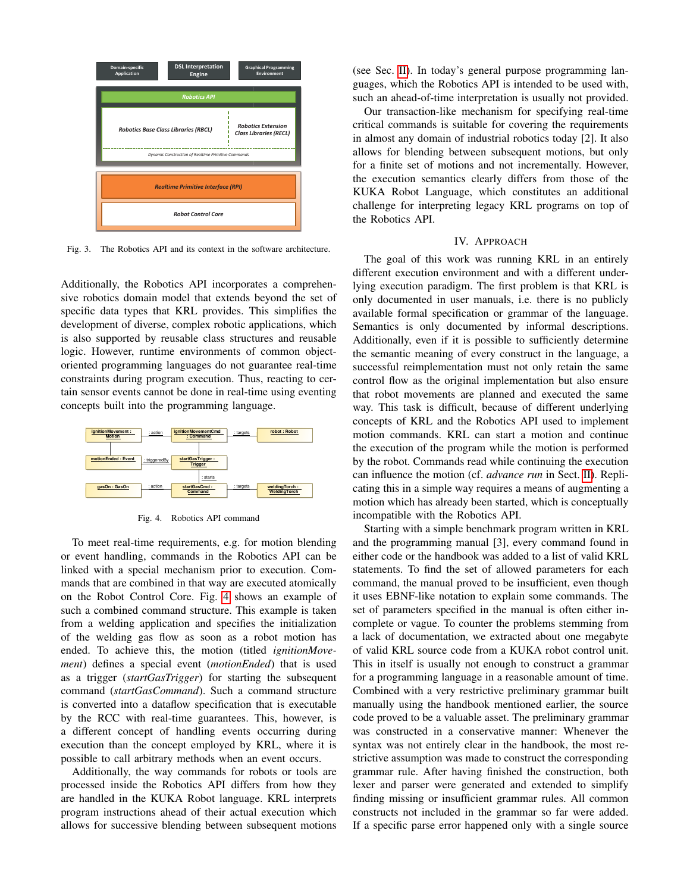Fig. 3. The Robotics API and its context in the software architecture.

Additionally, the Robotics API incorporates a comprehensive robotics domain model that extends beyond the set of specific data types that KRL provides. This simplifies the development of diverse, complex robotic applications, which is also supported by reusable class structures and reusable logic. However, runtime environments of common object-oriented programming languages do not guarantee real-time constraints during program execution. Thus, reacting to certain sensor events cannot be done in real-time using eventing concepts built into the programming language.

Fig. 4. Robotics API command

To meet real-time requirements, e.g. for motion blending or event handling, commands in the Robotics API can be linked with a special mechanism prior to execution. Commands that are combined in that way are executed atomically on the Robot Control Core. Fig. 4 shows an example of such a combined command structure. This example is taken from a welding application and specifies the initialization of the welding gas flow as soon as a robot motion has ended. To achieve this, the motion (titled *ignitionMovement*) defines a special event (*motionEnded*) that is used as a trigger (*startGasTrigger*) for starting the subsequent command (*startGasCommand*). Such a command structure is converted into a dataflow specification that is executable by the RCC with real-time guarantees. This, however, is a different concept of handling events occurring during execution than the concept employed by KRL, where it is possible to call arbitrary methods when an event occurs.

Additionally, the way commands for robots or tools are processed inside the Robotics API differs from how they are handled in the KUKA Robot language. KRL interprets program instructions ahead of their actual execution which allows for successive blending between subsequent motions (see Sec. II). In today's general purpose programming languages, which the Robotics API is intended to be used with, such an ahead-of-time interpretation is usually not provided.

Our transaction-like mechanism for specifying real-time critical commands is suitable for covering the requirements in almost any domain of industrial robotics today [2]. It also allows for blending between subsequent motions, but only for a finite set of motions and not incrementally. However, the execution semantics clearly differs from those of the KUKA Robot Language, which constitutes an additional challenge for interpreting legacy KRL programs on top of the Robotics API.

## IV. Approach

The goal of this work was running KRL in an entirely different execution environment and with a different underlying execution paradigm. The first problem is that KRL is only documented in user manuals, i.e. there is no publicly available formal specification or grammar of the language. Semantics is only documented by informal descriptions. Additionally, even if it is possible to sufficiently determine the semantic meaning of every construct in the language, a successful reimplementation must not only retain the same control flow as the original implementation but also ensure that robot movements are planned and executed the same way. This task is difficult, because of different underlying concepts of KRL and the Robotics API used to implement motion commands. KRL can start a motion and continue the execution of the program while the motion is performed by the robot. Commands read while continuing the execution can influence the motion (cf. *advance run* in Sect. II). Replicating this in a simple way requires a means of augmenting a motion which has already been started, which is conceptually incompatible with the Robotics API.

Starting with a simple benchmark program written in KRL and the programming manual [3], every command found in either code or the handbook was added to a list of valid KRL statements. To find the set of allowed parameters for each command, the manual proved to be insufficient, even though it uses EBNF-like notation to explain some commands. The set of parameters specified in the manual is often either incomplete or vague. To counter the problems stemming from a lack of documentation, we extracted about one megabyte of valid KRL source code from a KUKA robot control unit. This in itself is usually not enough to construct a grammar for a programming language in a reasonable amount of time. Combined with a very restrictive preliminary grammar built manually using the handbook mentioned earlier, the source code proved to be a valuable asset. The preliminary grammar was constructed in a conservative manner: Whenever the syntax was not entirely clear in the handbook, the most restrictive assumption was made to construct the corresponding grammar rule. After having finished the construction, both lexer and parser were generated and extended to simplify finding missing or insufficient grammar rules. All common constructs not included in the grammar so far were added. If a specific parse error happened only with a single source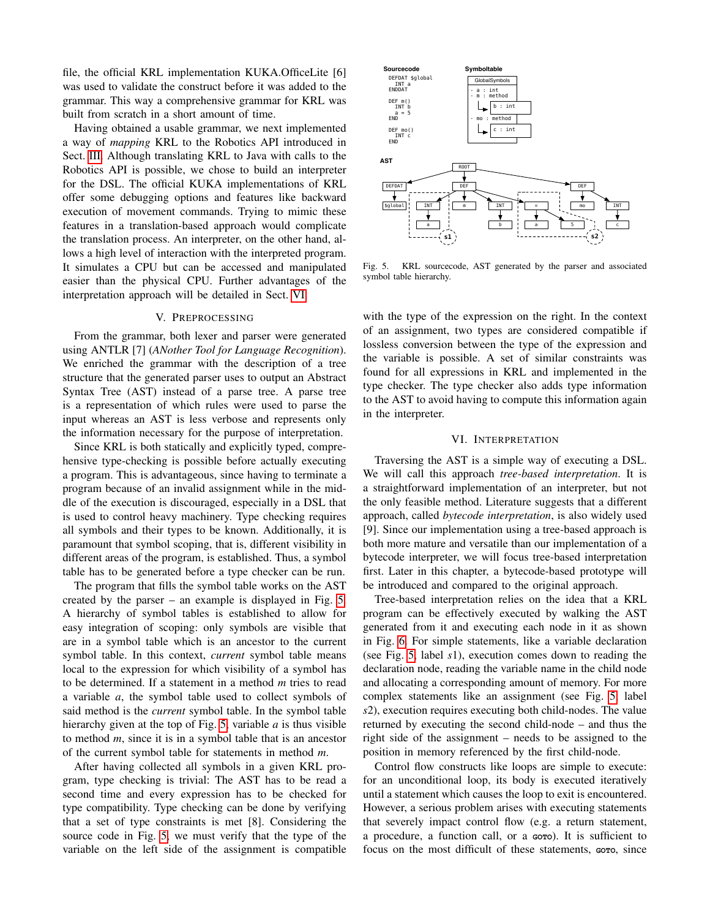file, the official KRL implementation KUKA.OfficeLite [6] was used to validate the construct before it was added to the grammar. This way a comprehensive grammar for KRL was built from scratch in a short amount of time.

Having obtained a usable grammar, we next implemented a way of *mapping* KRL to the Robotics API introduced in Sect. III. Although translating KRL to Java with calls to the Robotics API is possible, we chose to build an interpreter for the DSL. The official KUKA implementations of KRL offer some debugging options and features like backward execution of movement commands. Trying to mimic these features in a translation-based approach would complicate the translation process. An interpreter, on the other hand, allows a high level of interaction with the interpreted program. It simulates a CPU but can be accessed and manipulated easier than the physical CPU. Further advantages of the interpretation approach will be detailed in Sect. VI.

## V. Preprocessing

From the grammar, both lexer and parser were generated using ANTLR [7] (*ANother Tool for Language Recognition*). We enriched the grammar with the description of a tree structure that the generated parser uses to output an Abstract Syntax Tree (AST) instead of a parse tree. A parse tree is a representation of which rules were used to parse the input whereas an AST is less verbose and represents only the information necessary for the purpose of interpretation.

Since KRL is both statically and explicitly typed, comprehensive type-checking is possible before actually executing a program. This is advantageous, since having to terminate a program because of an invalid assignment while in the middle of the execution is discouraged, especially in a DSL that is used to control heavy machinery. Type checking requires all symbols and their types to be known. Additionally, it is paramount that symbol scoping, that is, different visibility in different areas of the program, is established. Thus, a symbol table has to be generated before a type checker can be run.

The program that fills the symbol table works on the AST created by the parser – an example is displayed in Fig. 5. A hierarchy of symbol tables is established to allow for easy integration of scoping: only symbols are visible that are in a symbol table which is an ancestor to the current symbol table. In this context, *current* symbol table means local to the expression for which visibility of a symbol has to be determined. If a statement in a method *m* tries to read a variable *a*, the symbol table used to collect symbols of said method is the *current* symbol table. In the symbol table hierarchy given at the top of Fig. 5, variable *a* is thus visible to method *m*, since it is in a symbol table that is an ancestor of the current symbol table for statements in method *m*.

After having collected all symbols in a given KRL program, type checking is trivial: The AST has to be read a second time and every expression has to be checked for type compatibility. Type checking can be done by verifying that a set of type constraints is met [8]. Considering the source code in Fig. 5, we must verify that the type of the variable on the left side of the assignment is compatible with the type of the expression on the right. In the context of an assignment, two types are considered compatible if lossless conversion between the type of the expression and the variable is possible. A set of similar constraints was found for all expressions in KRL and implemented in the type checker. The type checker also adds type information to the AST to avoid having to compute this information again in the interpreter.

**Sourcecode**

```
DEFDAT $global
  INT a
ENDDAT

DEF m()
  INT b
  a = 5
END

DEF mo()
  INT c
END
```

**Symboltable**

```
GlobalSymbols
- a : int
- m : method
    └─ b : int
- mo : method
    └─ c : int
```

**AST**

```
ROOT
├─ DEFDAT
│   └─ $global
├─ DEF
│   ├─ INT ── a          (s1)
│   ├─ m
│   ├─ INT ── b
│   └─ =  ── a, 5        (s2)
└─ DEF
    ├─ mo
    └─ INT ── c
```

Fig. 5. KRL sourcecode, AST generated by the parser and associated symbol table hierarchy.

## VI. Interpretation

Traversing the AST is a simple way of executing a DSL. We will call this approach *tree-based interpretation*. It is a straightforward implementation of an interpreter, but not the only feasible method. Literature suggests that a different approach, called *bytecode interpretation*, is also widely used [9]. Since our implementation using a tree-based approach is both more mature and versatile than our implementation of a bytecode interpreter, we will focus tree-based interpretation first. Later in this chapter, a bytecode-based prototype will be introduced and compared to the original approach.

Tree-based interpretation relies on the idea that a KRL program can be effectively executed by walking the AST generated from it and executing each node in it as shown in Fig. 6. For simple statements, like a variable declaration (see Fig. 5, label $s1$), execution comes down to reading the declaration node, reading the variable name in the child node and allocating a corresponding amount of memory. For more complex statements like an assignment (see Fig. 5, label $s2$), execution requires executing both child-nodes. The value returned by executing the second child-node – and thus the right side of the assignment – needs to be assigned to the position in memory referenced by the first child-node.

Control flow constructs like loops are simple to execute: for an unconditional loop, its body is executed iteratively until a statement which causes the loop to exit is encountered. However, a serious problem arises with executing statements that severely impact control flow (e.g. a return statement, a procedure, a function call, or a GOTO). It is sufficient to focus on the most difficult of these statements, GOTO, since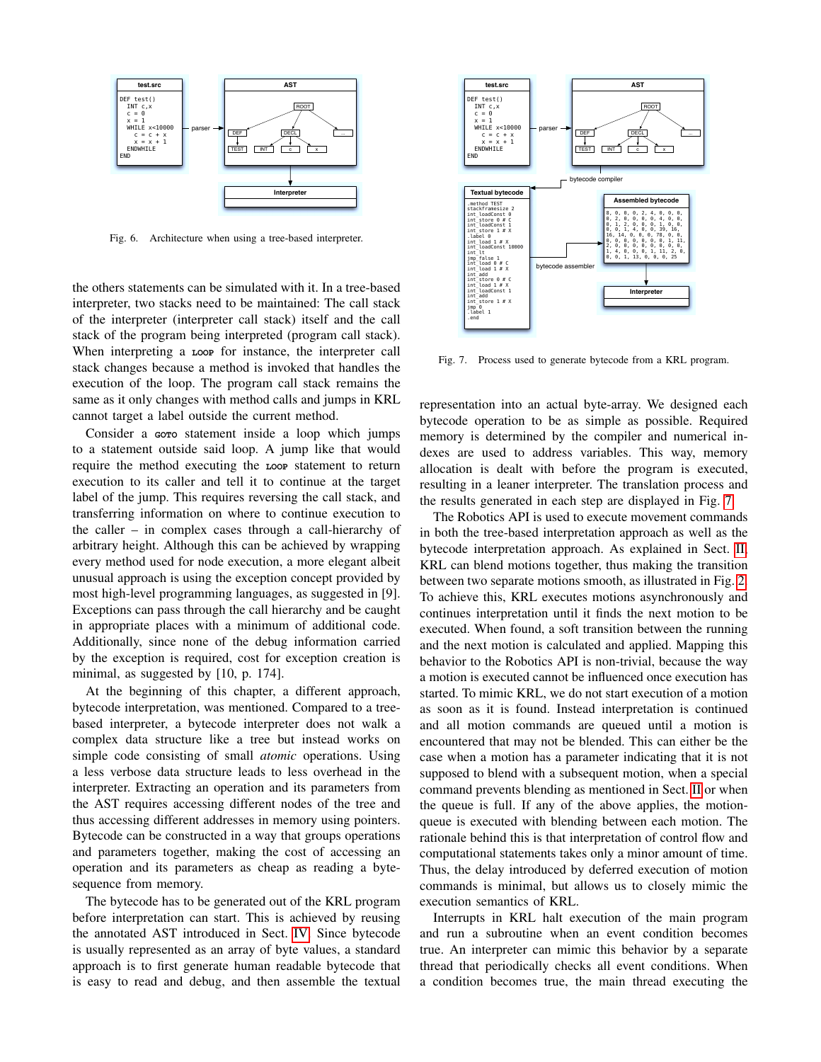Fig. 6. Architecture when using a tree-based interpreter.

the others statements can be simulated with it. In a tree-based interpreter, two stacks need to be maintained: The call stack of the interpreter (interpreter call stack) itself and the call stack of the program being interpreted (program call stack). When interpreting a LOOP for instance, the interpreter call stack changes because a method is invoked that handles the execution of the loop. The program call stack remains the same as it only changes with method calls and jumps in KRL cannot target a label outside the current method.

Consider a GOTO statement inside a loop which jumps to a statement outside said loop. A jump like that would require the method executing the LOOP statement to return execution to its caller and tell it to continue at the target label of the jump. This requires reversing the call stack, and transferring information on where to continue execution to the caller – in complex cases through a call-hierarchy of arbitrary height. Although this can be achieved by wrapping every method used for node execution, a more elegant albeit unusual approach is using the exception concept provided by most high-level programming languages, as suggested in [9]. Exceptions can pass through the call hierarchy and be caught in appropriate places with a minimum of additional code. Additionally, since none of the debug information carried by the exception is required, cost for exception creation is minimal, as suggested by [10, p. 174].

At the beginning of this chapter, a different approach, bytecode interpretation, was mentioned. Compared to a tree-based interpreter, a bytecode interpreter does not walk a complex data structure like a tree but instead works on simple code consisting of small *atomic* operations. Using a less verbose data structure leads to less overhead in the interpreter. Extracting an operation and its parameters from the AST requires accessing different nodes of the tree and thus accessing different addresses in memory using pointers. Bytecode can be constructed in a way that groups operations and parameters together, making the cost of accessing an operation and its parameters as cheap as reading a byte-sequence from memory.

The bytecode has to be generated out of the KRL program before interpretation can start. This is achieved by reusing the annotated AST introduced in Sect. IV. Since bytecode is usually represented as an array of byte values, a standard approach is to first generate human readable bytecode that is easy to read and debug, and then assemble the textual

Fig. 7. Process used to generate bytecode from a KRL program.

representation into an actual byte-array. We designed each bytecode operation to be as simple as possible. Required memory is determined by the compiler and numerical indexes are used to address variables. This way, memory allocation is dealt with before the program is executed, resulting in a leaner interpreter. The translation process and the results generated in each step are displayed in Fig. 7.

The Robotics API is used to execute movement commands in both the tree-based interpretation approach as well as the bytecode interpretation approach. As explained in Sect. II, KRL can blend motions together, thus making the transition between two separate motions smooth, as illustrated in Fig. 2. To achieve this, KRL executes motions asynchronously and continues interpretation until it finds the next motion to be executed. When found, a soft transition between the running and the next motion is calculated and applied. Mapping this behavior to the Robotics API is non-trivial, because the way a motion is executed cannot be influenced once execution has started. To mimic KRL, we do not start execution of a motion as soon as it is found. Instead interpretation is continued and all motion commands are queued until a motion is encountered that may not be blended. This can either be the case when a motion has a parameter indicating that it is not supposed to blend with a subsequent motion, when a special command prevents blending as mentioned in Sect. II or when the queue is full. If any of the above applies, the motion-queue is executed with blending between each motion. The rationale behind this is that interpretation of control flow and computational statements takes only a minor amount of time. Thus, the delay introduced by deferred execution of motion commands is minimal, but allows us to closely mimic the execution semantics of KRL.

Interrupts in KRL halt execution of the main program and run a subroutine when an event condition becomes true. An interpreter can mimic this behavior by a separate thread that periodically checks all event conditions. When a condition becomes true, the main thread executing the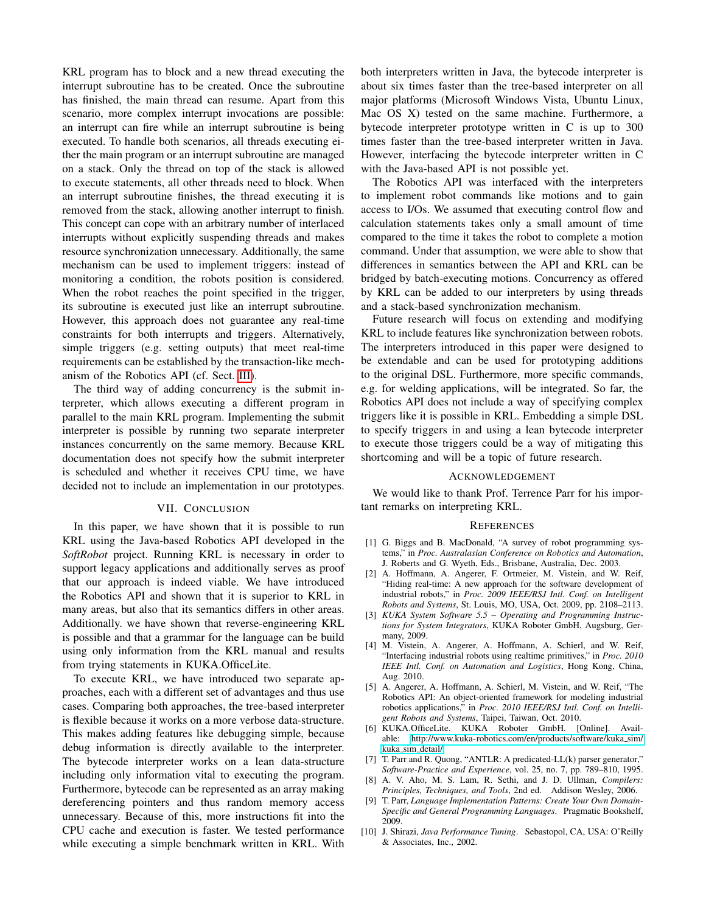KRL program has to block and a new thread executing the interrupt subroutine has to be created. Once the subroutine has finished, the main thread can resume. Apart from this scenario, more complex interrupt invocations are possible: an interrupt can fire while an interrupt subroutine is being executed. To handle both scenarios, all threads executing either the main program or an interrupt subroutine are managed on a stack. Only the thread on top of the stack is allowed to execute statements, all other threads need to block. When an interrupt subroutine finishes, the thread executing it is removed from the stack, allowing another interrupt to finish. This concept can cope with an arbitrary number of interlaced interrupts without explicitly suspending threads and makes resource synchronization unnecessary. Additionally, the same mechanism can be used to implement triggers: instead of monitoring a condition, the robots position is considered. When the robot reaches the point specified in the trigger, its subroutine is executed just like an interrupt subroutine. However, this approach does not guarantee any real-time constraints for both interrupts and triggers. Alternatively, simple triggers (e.g. setting outputs) that meet real-time requirements can be established by the transaction-like mechanism of the Robotics API (cf. Sect. III).

The third way of adding concurrency is the submit interpreter, which allows executing a different program in parallel to the main KRL program. Implementing the submit interpreter is possible by running two separate interpreter instances concurrently on the same memory. Because KRL documentation does not specify how the submit interpreter is scheduled and whether it receives CPU time, we have decided not to include an implementation in our prototypes.

## VII. Conclusion

In this paper, we have shown that it is possible to run KRL using the Java-based Robotics API developed in the *SoftRobot* project. Running KRL is necessary in order to support legacy applications and additionally serves as proof that our approach is indeed viable. We have introduced the Robotics API and shown that it is superior to KRL in many areas, but also that its semantics differs in other areas. Additionally. we have shown that reverse-engineering KRL is possible and that a grammar for the language can be build using only information from the KRL manual and results from trying statements in KUKA.OfficeLite.

To execute KRL, we have introduced two separate approaches, each with a different set of advantages and thus use cases. Comparing both approaches, the tree-based interpreter is flexible because it works on a more verbose data-structure. This makes adding features like debugging simple, because debug information is directly available to the interpreter. The bytecode interpreter works on a lean data-structure including only information vital to executing the program. Furthermore, bytecode can be represented as an array making dereferencing pointers and thus random memory access unnecessary. Because of this, more instructions fit into the CPU cache and execution is faster. We tested performance while executing a simple benchmark written in KRL. With both interpreters written in Java, the bytecode interpreter is about six times faster than the tree-based interpreter on all major platforms (Microsoft Windows Vista, Ubuntu Linux, Mac OS X) tested on the same machine. Furthermore, a bytecode interpreter prototype written in C is up to 300 times faster than the tree-based interpreter written in Java. However, interfacing the bytecode interpreter written in C with the Java-based API is not possible yet.

The Robotics API was interfaced with the interpreters to implement robot commands like motions and to gain access to I/Os. We assumed that executing control flow and calculation statements takes only a small amount of time compared to the time it takes the robot to complete a motion command. Under that assumption, we were able to show that differences in semantics between the API and KRL can be bridged by batch-executing motions. Concurrency as offered by KRL can be added to our interpreters by using threads and a stack-based synchronization mechanism.

Future research will focus on extending and modifying KRL to include features like synchronization between robots. The interpreters introduced in this paper were designed to be extendable and can be used for prototyping additions to the original DSL. Furthermore, more specific commands, e.g. for welding applications, will be integrated. So far, the Robotics API does not include a way of specifying complex triggers like it is possible in KRL. Embedding a simple DSL to specify triggers in and using a lean bytecode interpreter to execute those triggers could be a way of mitigating this shortcoming and will be a topic of future research.

## Acknowledgement

We would like to thank Prof. Terrence Parr for his important remarks on interpreting KRL.

## References

[1] G. Biggs and B. MacDonald, "A survey of robot programming systems," in *Proc. Australasian Conference on Robotics and Automation*, J. Roberts and G. Wyeth, Eds., Brisbane, Australia, Dec. 2003.

[2] A. Hoffmann, A. Angerer, F. Ortmeier, M. Vistein, and W. Reif, "Hiding real-time: A new approach for the software development of industrial robots," in *Proc. 2009 IEEE/RSJ Intl. Conf. on Intelligent Robots and Systems*, St. Louis, MO, USA, Oct. 2009, pp. 2108–2113.

[3] *KUKA System Software 5.5 – Operating and Programming Instructions for System Integrators*, KUKA Roboter GmbH, Augsburg, Germany, 2009.

[4] M. Vistein, A. Angerer, A. Hoffmann, A. Schierl, and W. Reif, "Interfacing industrial robots using realtime primitives," in *Proc. 2010 IEEE Intl. Conf. on Automation and Logistics*, Hong Kong, China, Aug. 2010.

[5] A. Angerer, A. Hoffmann, A. Schierl, M. Vistein, and W. Reif, "The Robotics API: An object-oriented framework for modeling industrial robotics applications," in *Proc. 2010 IEEE/RSJ Intl. Conf. on Intelligent Robots and Systems*, Taipei, Taiwan, Oct. 2010.

[6] KUKA.OfficeLite. KUKA Roboter GmbH. [Online]. Available: http://www.kuka-robotics.com/en/products/software/kuka_sim/kuka_sim_detail/

[7] T. Parr and R. Quong, "ANTLR: A predicated-LL(k) parser generator," *Software-Practice and Experience*, vol. 25, no. 7, pp. 789–810, 1995.

[8] A. V. Aho, M. S. Lam, R. Sethi, and J. D. Ullman, *Compilers: Principles, Techniques, and Tools*, 2nd ed. Addison Wesley, 2006.

[9] T. Parr, *Language Implementation Patterns: Create Your Own Domain-Specific and General Programming Languages*. Pragmatic Bookshelf, 2009.

[10] J. Shirazi, *Java Performance Tuning*. Sebastopol, CA, USA: O'Reilly & Associates, Inc., 2002.